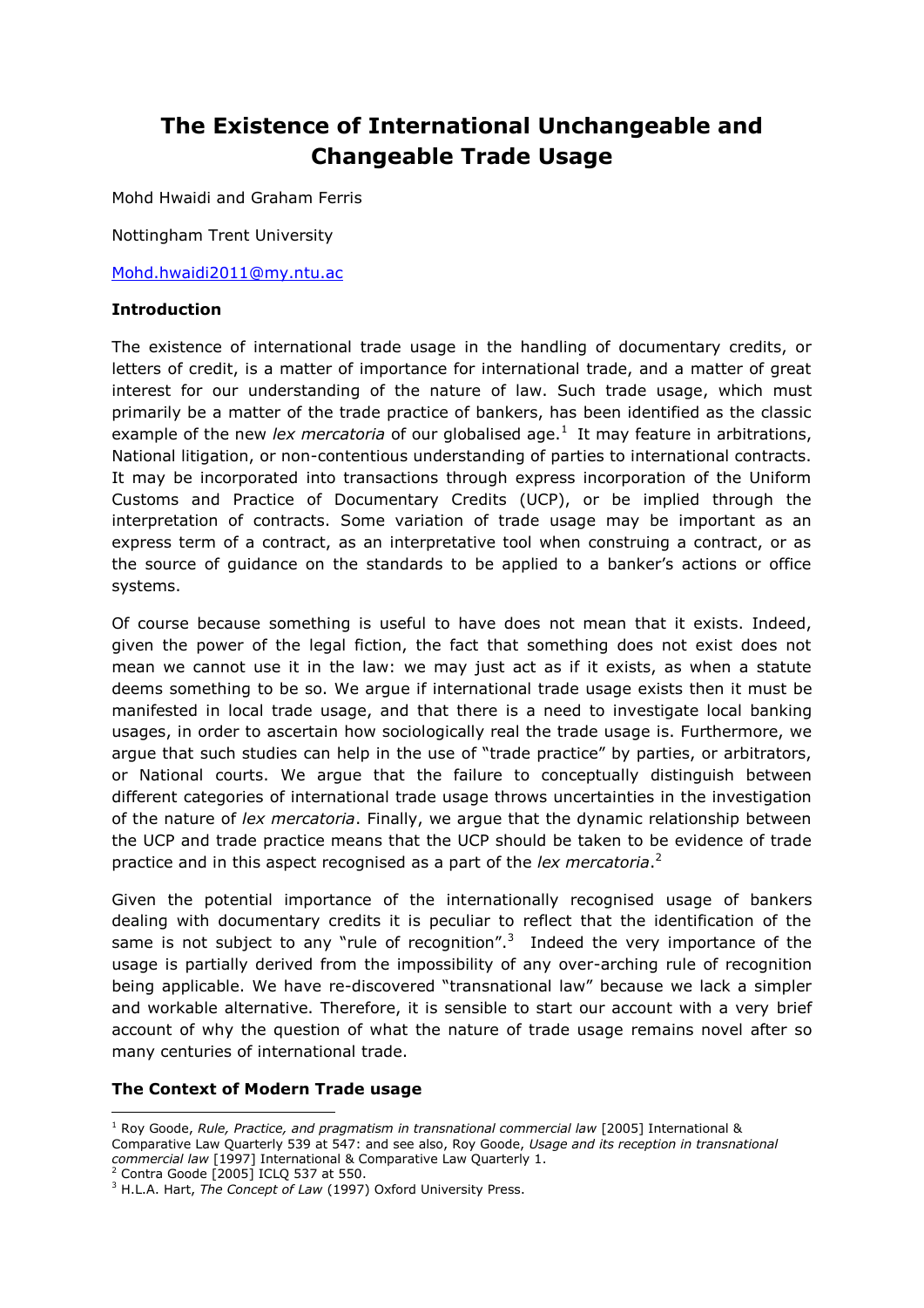# The Existence of International Unchangeable and Changeable Trade Usage

Mohd Hwaidi and Graham Ferris

Nottingham Trent University

Mohd.hwaidi2011@my.ntu.ac

### Introduction

The existence of international trade usage in the handling of documentary credits, or letters of credit, is a matter of importance for international trade, and a matter of great interest for our understanding of the nature of law. Such trade usage, which must primarily be a matter of the trade practice of bankers, has been identified as the classic example of the new *lex mercatoria* of our globalised age.[1] It may feature in arbitrations, National litigation, or non-contentious understanding of parties to international contracts. It may be incorporated into transactions through express incorporation of the Uniform Customs and Practice of Documentary Credits (UCP), or be implied through the interpretation of contracts. Some variation of trade usage may be important as an express term of a contract, as an interpretative tool when construing a contract, or as the source of guidance on the standards to be applied to a banker's actions or office systems.

Of course because something is useful to have does not mean that it exists. Indeed, given the power of the legal fiction, the fact that something does not exist does not mean we cannot use it in the law: we may just act as if it exists, as when a statute deems something to be so. We argue if international trade usage exists then it must be manifested in local trade usage, and that there is a need to investigate local banking usages, in order to ascertain how sociologically real the trade usage is. Furthermore, we argue that such studies can help in the use of "trade practice" by parties, or arbitrators, or National courts. We argue that the failure to conceptually distinguish between different categories of international trade usage throws uncertainties in the investigation of the nature of *lex mercatoria*. Finally, we argue that the dynamic relationship between the UCP and trade practice means that the UCP should be taken to be evidence of trade practice and in this aspect recognised as a part of the *lex mercatoria*.[2]

Given the potential importance of the internationally recognised usage of bankers dealing with documentary credits it is peculiar to reflect that the identification of the same is not subject to any "rule of recognition".[3] Indeed the very importance of the usage is partially derived from the impossibility of any over-arching rule of recognition being applicable. We have re-discovered "transnational law" because we lack a simpler and workable alternative. Therefore, it is sensible to start our account with a very brief account of why the question of what the nature of trade usage remains novel after so many centuries of international trade.

### The Context of Modern Trade usage

---

[1] Roy Goode, *Rule, Practice, and pragmatism in transnational commercial law* [2005] International & Comparative Law Quarterly 539 at 547: and see also, Roy Goode, *Usage and its reception in transnational commercial law* [1997] International & Comparative Law Quarterly 1.

[2] Contra Goode [2005] ICLQ 537 at 550.

[3] H.L.A. Hart, *The Concept of Law* (1997) Oxford University Press.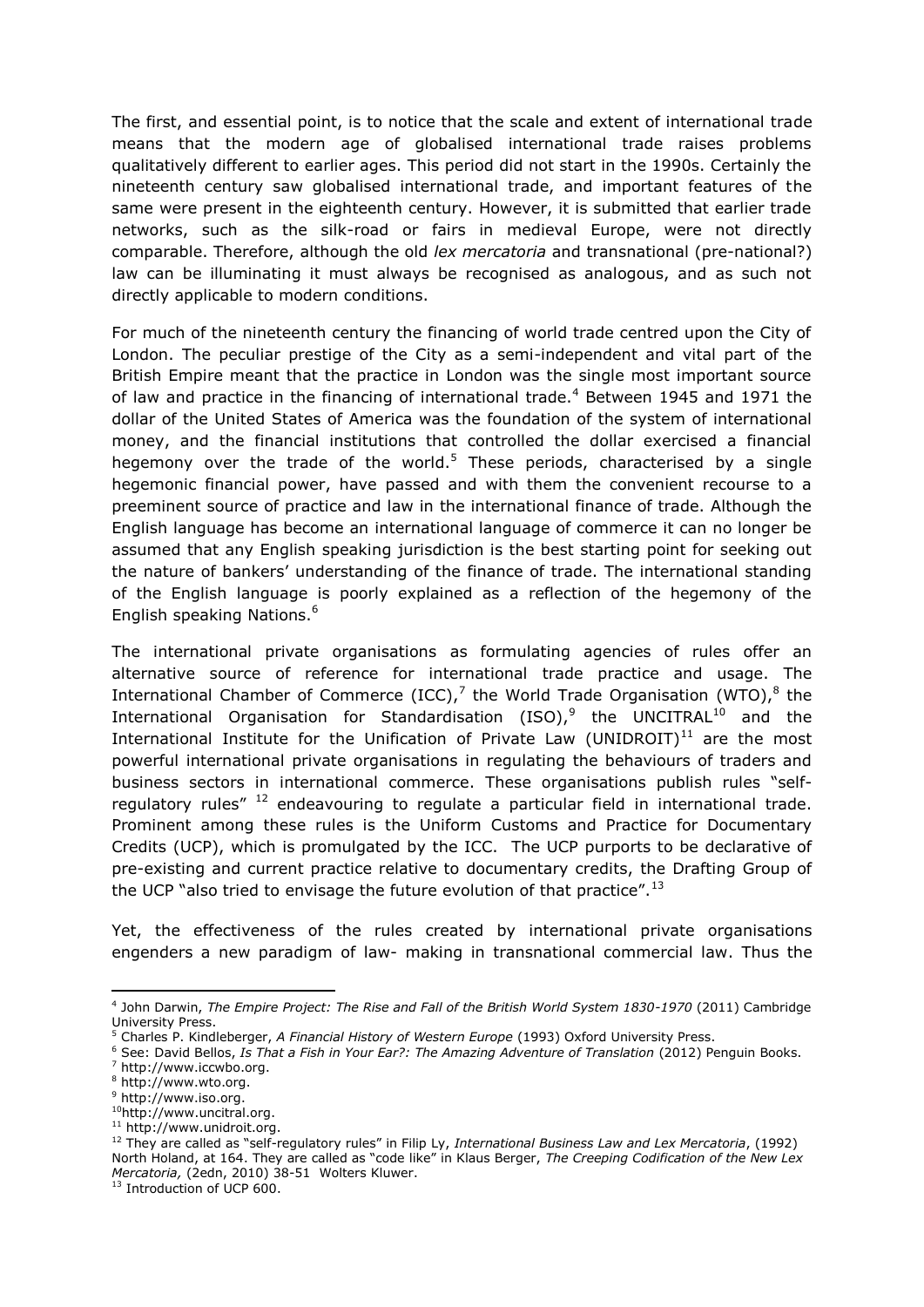The first, and essential point, is to notice that the scale and extent of international trade means that the modern age of globalised international trade raises problems qualitatively different to earlier ages. This period did not start in the 1990s. Certainly the nineteenth century saw globalised international trade, and important features of the same were present in the eighteenth century. However, it is submitted that earlier trade networks, such as the silk-road or fairs in medieval Europe, were not directly comparable. Therefore, although the old *lex mercatoria* and transnational (pre-national?) law can be illuminating it must always be recognised as analogous, and as such not directly applicable to modern conditions.

For much of the nineteenth century the financing of world trade centred upon the City of London. The peculiar prestige of the City as a semi-independent and vital part of the British Empire meant that the practice in London was the single most important source of law and practice in the financing of international trade.[4] Between 1945 and 1971 the dollar of the United States of America was the foundation of the system of international money, and the financial institutions that controlled the dollar exercised a financial hegemony over the trade of the world.[5] These periods, characterised by a single hegemonic financial power, have passed and with them the convenient recourse to a preeminent source of practice and law in the international finance of trade. Although the English language has become an international language of commerce it can no longer be assumed that any English speaking jurisdiction is the best starting point for seeking out the nature of bankers' understanding of the finance of trade. The international standing of the English language is poorly explained as a reflection of the hegemony of the English speaking Nations.[6]

The international private organisations as formulating agencies of rules offer an alternative source of reference for international trade practice and usage. The International Chamber of Commerce (ICC),[7] the World Trade Organisation (WTO),[8] the International Organisation for Standardisation (ISO),[9] the UNCITRAL[10] and the International Institute for the Unification of Private Law (UNIDROIT)[11] are the most powerful international private organisations in regulating the behaviours of traders and business sectors in international commerce. These organisations publish rules "self-regulatory rules" [12] endeavouring to regulate a particular field in international trade. Prominent among these rules is the Uniform Customs and Practice for Documentary Credits (UCP), which is promulgated by the ICC. The UCP purports to be declarative of pre-existing and current practice relative to documentary credits, the Drafting Group of the UCP "also tried to envisage the future evolution of that practice".[13]

Yet, the effectiveness of the rules created by international private organisations engenders a new paradigm of law- making in transnational commercial law. Thus the

---

[4] John Darwin, *The Empire Project: The Rise and Fall of the British World System 1830-1970* (2011) Cambridge University Press.

[5] Charles P. Kindleberger, *A Financial History of Western Europe* (1993) Oxford University Press.

[6] See: David Bellos, *Is That a Fish in Your Ear?: The Amazing Adventure of Translation* (2012) Penguin Books.

[7] http://www.iccwbo.org.

[8] http://www.wto.org.

[9] http://www.iso.org.

[10] http://www.uncitral.org.

[11] http://www.unidroit.org.

[12] They are called as "self-regulatory rules" in Filip Ly, *International Business Law and Lex Mercatoria*, (1992) North Holand, at 164. They are called as "code like" in Klaus Berger, *The Creeping Codification of the New Lex Mercatoria,* (2edn, 2010) 38-51 Wolters Kluwer.

[13] Introduction of UCP 600.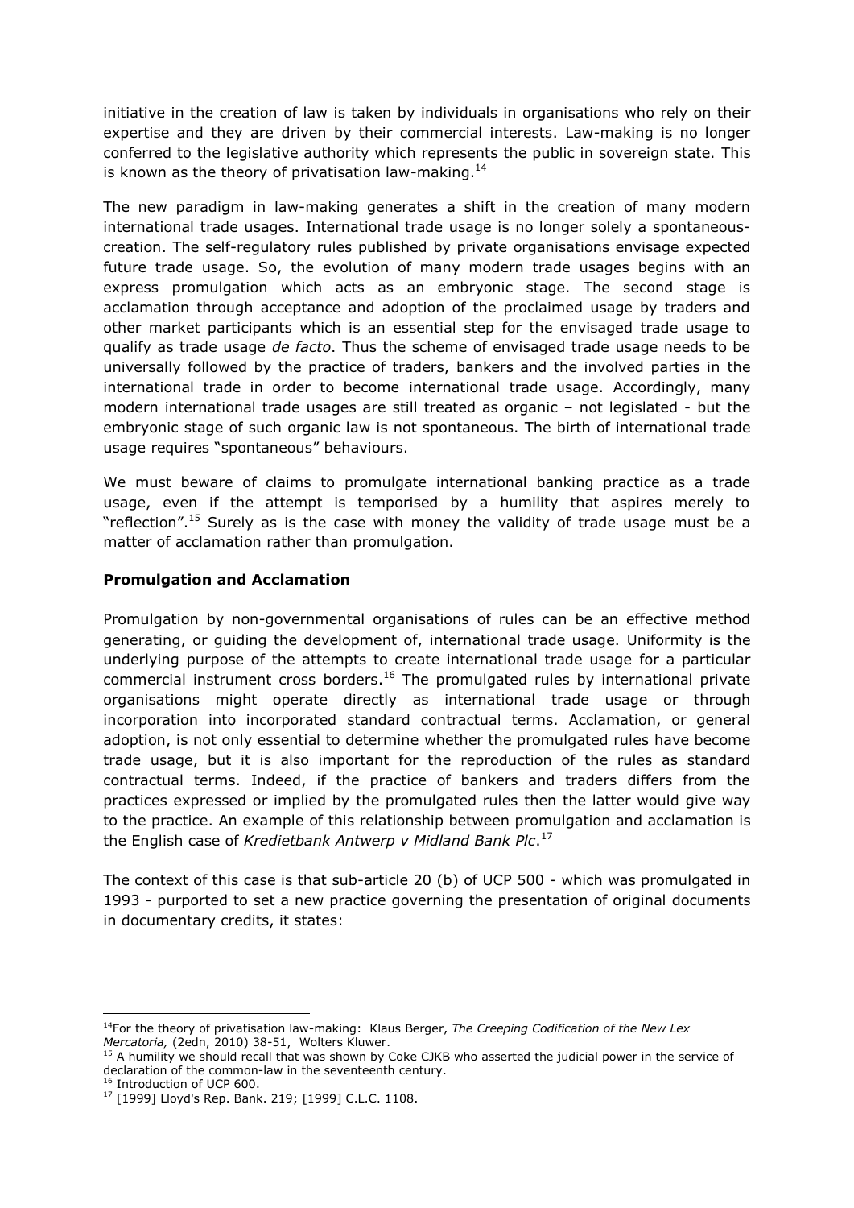initiative in the creation of law is taken by individuals in organisations who rely on their expertise and they are driven by their commercial interests. Law-making is no longer conferred to the legislative authority which represents the public in sovereign state. This is known as the theory of privatisation law-making.[14]

The new paradigm in law-making generates a shift in the creation of many modern international trade usages. International trade usage is no longer solely a spontaneous-creation. The self-regulatory rules published by private organisations envisage expected future trade usage. So, the evolution of many modern trade usages begins with an express promulgation which acts as an embryonic stage. The second stage is acclamation through acceptance and adoption of the proclaimed usage by traders and other market participants which is an essential step for the envisaged trade usage to qualify as trade usage *de facto*. Thus the scheme of envisaged trade usage needs to be universally followed by the practice of traders, bankers and the involved parties in the international trade in order to become international trade usage. Accordingly, many modern international trade usages are still treated as organic – not legislated - but the embryonic stage of such organic law is not spontaneous. The birth of international trade usage requires "spontaneous" behaviours.

We must beware of claims to promulgate international banking practice as a trade usage, even if the attempt is temporised by a humility that aspires merely to "reflection".[15] Surely as is the case with money the validity of trade usage must be a matter of acclamation rather than promulgation.

**Promulgation and Acclamation**

Promulgation by non-governmental organisations of rules can be an effective method generating, or guiding the development of, international trade usage. Uniformity is the underlying purpose of the attempts to create international trade usage for a particular commercial instrument cross borders.[16] The promulgated rules by international private organisations might operate directly as international trade usage or through incorporation into incorporated standard contractual terms. Acclamation, or general adoption, is not only essential to determine whether the promulgated rules have become trade usage, but it is also important for the reproduction of the rules as standard contractual terms. Indeed, if the practice of bankers and traders differs from the practices expressed or implied by the promulgated rules then the latter would give way to the practice. An example of this relationship between promulgation and acclamation is the English case of *Kredietbank Antwerp v Midland Bank Plc*.[17]

The context of this case is that sub-article 20 (b) of UCP 500 - which was promulgated in 1993 - purported to set a new practice governing the presentation of original documents in documentary credits, it states:

---

[14]For the theory of privatisation law-making: Klaus Berger, *The Creeping Codification of the New Lex Mercatoria,* (2edn, 2010) 38-51, Wolters Kluwer.

[15] A humility we should recall that was shown by Coke CJKB who asserted the judicial power in the service of declaration of the common-law in the seventeenth century.

[16] Introduction of UCP 600.

[17] [1999] Lloyd's Rep. Bank. 219; [1999] C.L.C. 1108.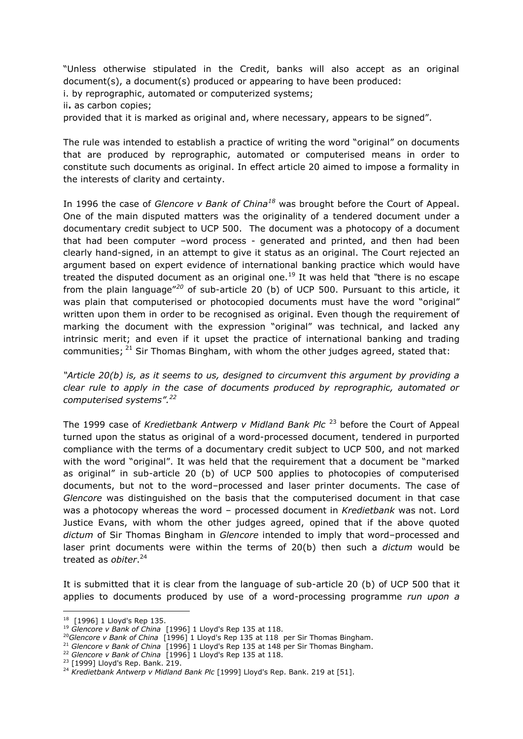"Unless otherwise stipulated in the Credit, banks will also accept as an original document(s), a document(s) produced or appearing to have been produced:
i. by reprographic, automated or computerized systems;
ii**.** as carbon copies;
provided that it is marked as original and, where necessary, appears to be signed".

The rule was intended to establish a practice of writing the word "original" on documents that are produced by reprographic, automated or computerised means in order to constitute such documents as original. In effect article 20 aimed to impose a formality in the interests of clarity and certainty.

In 1996 the case of *Glencore v Bank of China*[18] was brought before the Court of Appeal. One of the main disputed matters was the originality of a tendered document under a documentary credit subject to UCP 500. The document was a photocopy of a document that had been computer –word process - generated and printed, and then had been clearly hand-signed, in an attempt to give it status as an original. The Court rejected an argument based on expert evidence of international banking practice which would have treated the disputed document as an original one.[19] It was held that "there is no escape from the plain language"[20] of sub-article 20 (b) of UCP 500. Pursuant to this article, it was plain that computerised or photocopied documents must have the word "original" written upon them in order to be recognised as original. Even though the requirement of marking the document with the expression "original" was technical, and lacked any intrinsic merit; and even if it upset the practice of international banking and trading communities; [21] Sir Thomas Bingham, with whom the other judges agreed, stated that:

*"Article 20(b) is, as it seems to us, designed to circumvent this argument by providing a clear rule to apply in the case of documents produced by reprographic, automated or computerised systems".*[22]

The 1999 case of *Kredietbank Antwerp v Midland Bank Plc* [23] before the Court of Appeal turned upon the status as original of a word-processed document, tendered in purported compliance with the terms of a documentary credit subject to UCP 500, and not marked with the word "original". It was held that the requirement that a document be "marked as original" in sub-article 20 (b) of UCP 500 applies to photocopies of computerised documents, but not to the word–processed and laser printer documents. The case of *Glencore* was distinguished on the basis that the computerised document in that case was a photocopy whereas the word – processed document in *Kredietbank* was not. Lord Justice Evans, with whom the other judges agreed, opined that if the above quoted *dictum* of Sir Thomas Bingham in *Glencore* intended to imply that word–processed and laser print documents were within the terms of 20(b) then such a *dictum* would be treated as *obiter*.[24]

It is submitted that it is clear from the language of sub-article 20 (b) of UCP 500 that it applies to documents produced by use of a word-processing programme *run upon a*

---

[18] [1996] 1 Lloyd's Rep 135.
[19] *Glencore v Bank of China* [1996] 1 Lloyd's Rep 135 at 118.
[20] *Glencore v Bank of China* [1996] 1 Lloyd's Rep 135 at 118 per Sir Thomas Bingham.
[21] *Glencore v Bank of China* [1996] 1 Lloyd's Rep 135 at 148 per Sir Thomas Bingham.
[22] *Glencore v Bank of China* [1996] 1 Lloyd's Rep 135 at 118.
[23] [1999] Lloyd's Rep. Bank. 219.
[24] *Kredietbank Antwerp v Midland Bank Plc* [1999] Lloyd's Rep. Bank. 219 at [51].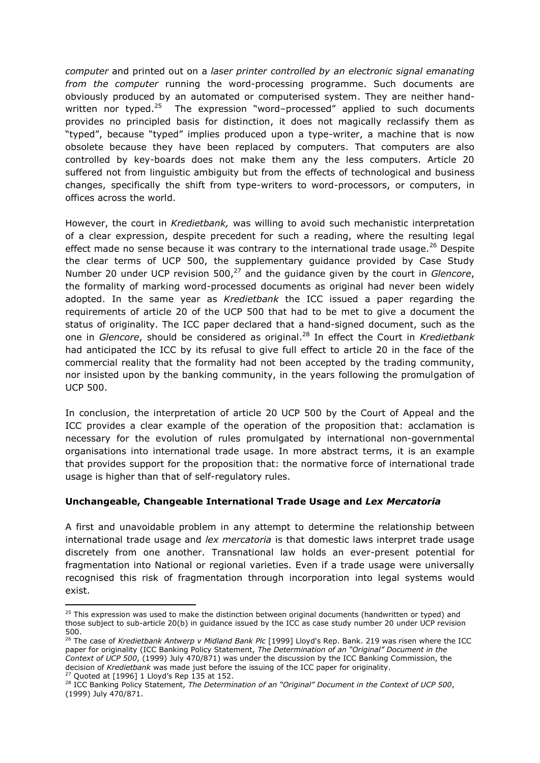*computer* and printed out on a *laser printer controlled by an electronic signal emanating from the computer* running the word-processing programme. Such documents are obviously produced by an automated or computerised system. They are neither hand-written nor typed.[25] The expression "word–processed" applied to such documents provides no principled basis for distinction, it does not magically reclassify them as "typed", because "typed" implies produced upon a type-writer, a machine that is now obsolete because they have been replaced by computers. That computers are also controlled by key-boards does not make them any the less computers. Article 20 suffered not from linguistic ambiguity but from the effects of technological and business changes, specifically the shift from type-writers to word-processors, or computers, in offices across the world.

However, the court in *Kredietbank,* was willing to avoid such mechanistic interpretation of a clear expression, despite precedent for such a reading, where the resulting legal effect made no sense because it was contrary to the international trade usage.[26] Despite the clear terms of UCP 500, the supplementary guidance provided by Case Study Number 20 under UCP revision 500,[27] and the guidance given by the court in *Glencore*, the formality of marking word-processed documents as original had never been widely adopted. In the same year as *Kredietbank* the ICC issued a paper regarding the requirements of article 20 of the UCP 500 that had to be met to give a document the status of originality. The ICC paper declared that a hand-signed document, such as the one in *Glencore*, should be considered as original.[28] In effect the Court in *Kredietbank* had anticipated the ICC by its refusal to give full effect to article 20 in the face of the commercial reality that the formality had not been accepted by the trading community, nor insisted upon by the banking community, in the years following the promulgation of UCP 500.

In conclusion, the interpretation of article 20 UCP 500 by the Court of Appeal and the ICC provides a clear example of the operation of the proposition that: acclamation is necessary for the evolution of rules promulgated by international non-governmental organisations into international trade usage. In more abstract terms, it is an example that provides support for the proposition that: the normative force of international trade usage is higher than that of self-regulatory rules.

**Unchangeable, Changeable International Trade Usage and *Lex Mercatoria***

A first and unavoidable problem in any attempt to determine the relationship between international trade usage and *lex mercatoria* is that domestic laws interpret trade usage discretely from one another. Transnational law holds an ever-present potential for fragmentation into National or regional varieties. Even if a trade usage were universally recognised this risk of fragmentation through incorporation into legal systems would exist.

---

[25] This expression was used to make the distinction between original documents (handwritten or typed) and those subject to sub-article 20(b) in guidance issued by the ICC as case study number 20 under UCP revision 500.

[26] The case of *Kredietbank Antwerp v Midland Bank Plc* [1999] Lloyd's Rep. Bank. 219 was risen where the ICC paper for originality (ICC Banking Policy Statement, *The Determination of an "Original" Document in the Context of UCP 500*, (1999) July 470/871) was under the discussion by the ICC Banking Commission, the decision of *Kredietbank* was made just before the issuing of the ICC paper for originality.

[27] Quoted at [1996] 1 Lloyd's Rep 135 at 152.

[28] ICC Banking Policy Statement, *The Determination of an "Original" Document in the Context of UCP 500*, (1999) July 470/871.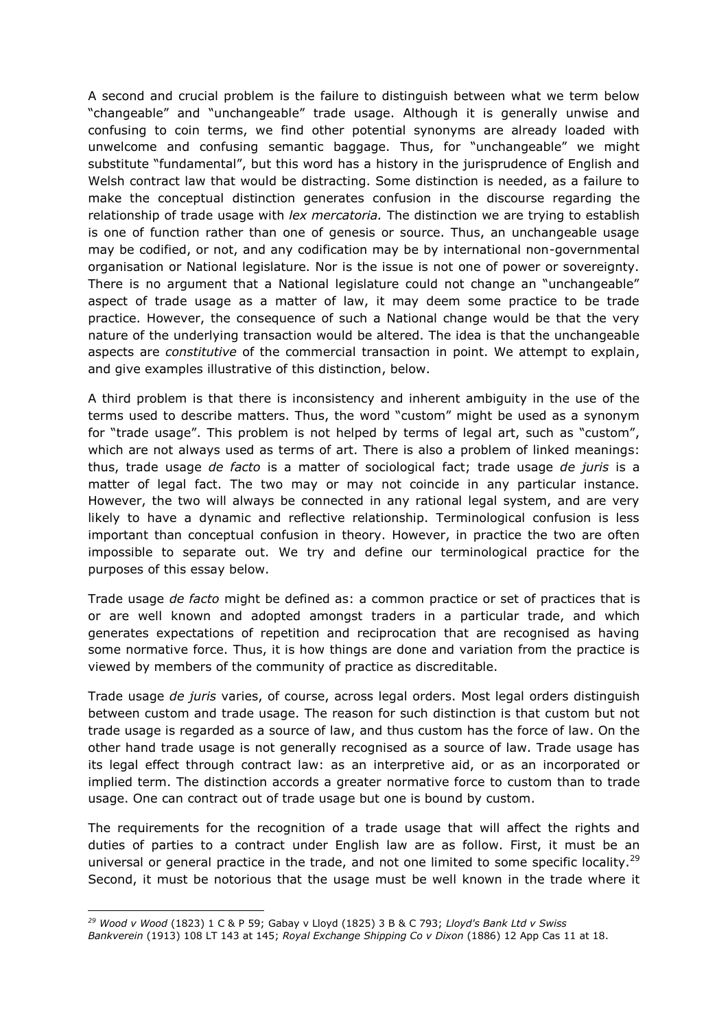A second and crucial problem is the failure to distinguish between what we term below "changeable" and "unchangeable" trade usage. Although it is generally unwise and confusing to coin terms, we find other potential synonyms are already loaded with unwelcome and confusing semantic baggage. Thus, for "unchangeable" we might substitute "fundamental", but this word has a history in the jurisprudence of English and Welsh contract law that would be distracting. Some distinction is needed, as a failure to make the conceptual distinction generates confusion in the discourse regarding the relationship of trade usage with *lex mercatoria.* The distinction we are trying to establish is one of function rather than one of genesis or source. Thus, an unchangeable usage may be codified, or not, and any codification may be by international non-governmental organisation or National legislature. Nor is the issue is not one of power or sovereignty. There is no argument that a National legislature could not change an "unchangeable" aspect of trade usage as a matter of law, it may deem some practice to be trade practice. However, the consequence of such a National change would be that the very nature of the underlying transaction would be altered. The idea is that the unchangeable aspects are *constitutive* of the commercial transaction in point. We attempt to explain, and give examples illustrative of this distinction, below.

A third problem is that there is inconsistency and inherent ambiguity in the use of the terms used to describe matters. Thus, the word "custom" might be used as a synonym for "trade usage". This problem is not helped by terms of legal art, such as "custom", which are not always used as terms of art. There is also a problem of linked meanings: thus, trade usage *de facto* is a matter of sociological fact; trade usage *de juris* is a matter of legal fact. The two may or may not coincide in any particular instance. However, the two will always be connected in any rational legal system, and are very likely to have a dynamic and reflective relationship. Terminological confusion is less important than conceptual confusion in theory. However, in practice the two are often impossible to separate out. We try and define our terminological practice for the purposes of this essay below.

Trade usage *de facto* might be defined as: a common practice or set of practices that is or are well known and adopted amongst traders in a particular trade, and which generates expectations of repetition and reciprocation that are recognised as having some normative force. Thus, it is how things are done and variation from the practice is viewed by members of the community of practice as discreditable.

Trade usage *de juris* varies, of course, across legal orders. Most legal orders distinguish between custom and trade usage. The reason for such distinction is that custom but not trade usage is regarded as a source of law, and thus custom has the force of law. On the other hand trade usage is not generally recognised as a source of law. Trade usage has its legal effect through contract law: as an interpretive aid, or as an incorporated or implied term. The distinction accords a greater normative force to custom than to trade usage. One can contract out of trade usage but one is bound by custom.

The requirements for the recognition of a trade usage that will affect the rights and duties of parties to a contract under English law are as follow. First, it must be an universal or general practice in the trade, and not one limited to some specific locality.[29] Second, it must be notorious that the usage must be well known in the trade where it

---

[29] *Wood v Wood* (1823) 1 C & P 59; Gabay v Lloyd (1825) 3 B & C 793; *Lloyd's Bank Ltd v Swiss Bankverein* (1913) 108 LT 143 at 145; *Royal Exchange Shipping Co v Dixon* (1886) 12 App Cas 11 at 18.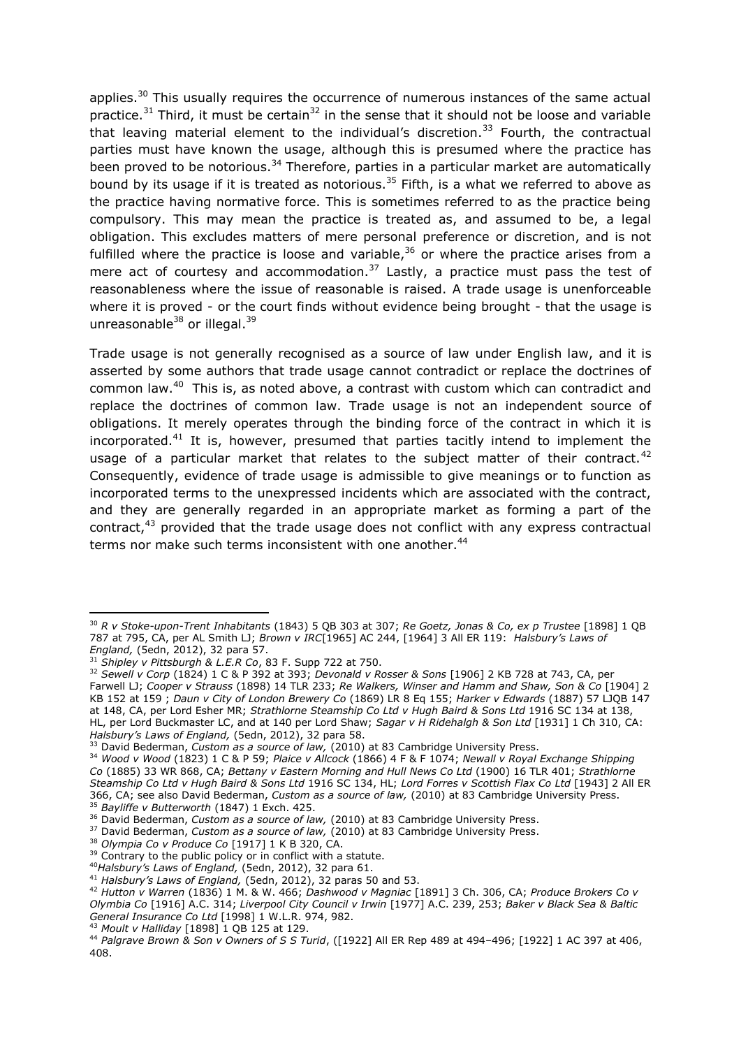applies.[30] This usually requires the occurrence of numerous instances of the same actual practice.[31] Third, it must be certain[32] in the sense that it should not be loose and variable that leaving material element to the individual's discretion.[33] Fourth, the contractual parties must have known the usage, although this is presumed where the practice has been proved to be notorious.[34] Therefore, parties in a particular market are automatically bound by its usage if it is treated as notorious.[35] Fifth, is a what we referred to above as the practice having normative force. This is sometimes referred to as the practice being compulsory. This may mean the practice is treated as, and assumed to be, a legal obligation. This excludes matters of mere personal preference or discretion, and is not fulfilled where the practice is loose and variable,[36] or where the practice arises from a mere act of courtesy and accommodation.[37] Lastly, a practice must pass the test of reasonableness where the issue of reasonable is raised. A trade usage is unenforceable where it is proved - or the court finds without evidence being brought - that the usage is unreasonable[38] or illegal.[39]

Trade usage is not generally recognised as a source of law under English law, and it is asserted by some authors that trade usage cannot contradict or replace the doctrines of common law.[40] This is, as noted above, a contrast with custom which can contradict and replace the doctrines of common law. Trade usage is not an independent source of obligations. It merely operates through the binding force of the contract in which it is incorporated.[41] It is, however, presumed that parties tacitly intend to implement the usage of a particular market that relates to the subject matter of their contract.[42] Consequently, evidence of trade usage is admissible to give meanings or to function as incorporated terms to the unexpressed incidents which are associated with the contract, and they are generally regarded in an appropriate market as forming a part of the contract,[43] provided that the trade usage does not conflict with any express contractual terms nor make such terms inconsistent with one another.[44]

---

[30] *R v Stoke-upon-Trent Inhabitants* (1843) 5 QB 303 at 307; *Re Goetz, Jonas & Co, ex p Trustee* [1898] 1 QB 787 at 795, CA, per AL Smith LJ; *Brown v IRC*[1965] AC 244, [1964] 3 All ER 119: *Halsbury's Laws of England,* (5edn, 2012), 32 para 57.

[31] *Shipley v Pittsburgh & L.E.R Co*, 83 F. Supp 722 at 750.

[32] *Sewell v Corp* (1824) 1 C & P 392 at 393; *Devonald v Rosser & Sons* [1906] 2 KB 728 at 743, CA, per Farwell LJ; *Cooper v Strauss* (1898) 14 TLR 233; *Re Walkers, Winser and Hamm and Shaw, Son & Co* [1904] 2 KB 152 at 159 ; *Daun v City of London Brewery Co* (1869) LR 8 Eq 155; *Harker v Edwards* (1887) 57 LJQB 147 at 148, CA, per Lord Esher MR; *Strathlorne Steamship Co Ltd v Hugh Baird & Sons Ltd* 1916 SC 134 at 138, HL, per Lord Buckmaster LC, and at 140 per Lord Shaw; *Sagar v H Ridehalgh & Son Ltd* [1931] 1 Ch 310, CA: *Halsbury's Laws of England,* (5edn, 2012), 32 para 58.

[33] David Bederman, *Custom as a source of law,* (2010) at 83 Cambridge University Press.

[34] *Wood v Wood* (1823) 1 C & P 59; *Plaice v Allcock* (1866) 4 F & F 1074; *Newall v Royal Exchange Shipping Co* (1885) 33 WR 868, CA; *Bettany v Eastern Morning and Hull News Co Ltd* (1900) 16 TLR 401; *Strathlorne Steamship Co Ltd v Hugh Baird & Sons Ltd* 1916 SC 134, HL; *Lord Forres v Scottish Flax Co Ltd* [1943] 2 All ER 366, CA; see also David Bederman, *Custom as a source of law,* (2010) at 83 Cambridge University Press.

[35] *Bayliffe v Butterworth* (1847) 1 Exch. 425.

[36] David Bederman, *Custom as a source of law,* (2010) at 83 Cambridge University Press.

[37] David Bederman, *Custom as a source of law,* (2010) at 83 Cambridge University Press.

[38] *Olympia Co v Produce Co* [1917] 1 K B 320, CA.

[39] Contrary to the public policy or in conflict with a statute.

[40] *Halsbury's Laws of England,* (5edn, 2012), 32 para 61.

[41] *Halsbury's Laws of England,* (5edn, 2012), 32 paras 50 and 53.

[42] *Hutton v Warren* (1836) 1 M. & W. 466; *Dashwood v Magniac* [1891] 3 Ch. 306, CA; *Produce Brokers Co v Olymbia Co* [1916] A.C. 314; *Liverpool City Council v Irwin* [1977] A.C. 239, 253; *Baker v Black Sea & Baltic General Insurance Co Ltd* [1998] 1 W.L.R. 974, 982.

[43] *Moult v Halliday* [1898] 1 QB 125 at 129.

[44] *Palgrave Brown & Son v Owners of S S Turid*, ([1922] All ER Rep 489 at 494–496; [1922] 1 AC 397 at 406, 408.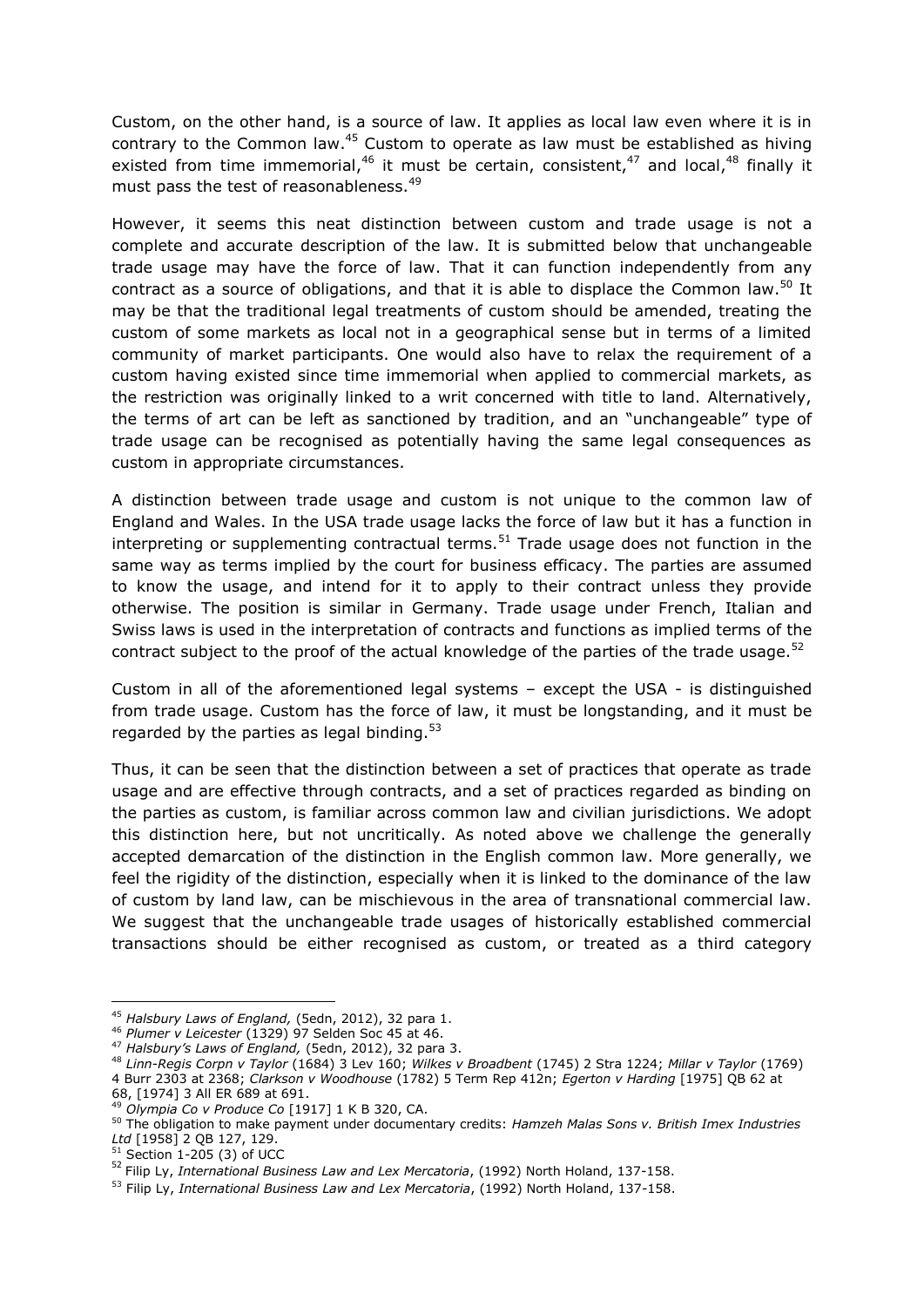Custom, on the other hand, is a source of law. It applies as local law even where it is in contrary to the Common law.[45] Custom to operate as law must be established as hiving existed from time immemorial,[46] it must be certain, consistent,[47] and local,[48] finally it must pass the test of reasonableness.[49]

However, it seems this neat distinction between custom and trade usage is not a complete and accurate description of the law. It is submitted below that unchangeable trade usage may have the force of law. That it can function independently from any contract as a source of obligations, and that it is able to displace the Common law.[50] It may be that the traditional legal treatments of custom should be amended, treating the custom of some markets as local not in a geographical sense but in terms of a limited community of market participants. One would also have to relax the requirement of a custom having existed since time immemorial when applied to commercial markets, as the restriction was originally linked to a writ concerned with title to land. Alternatively, the terms of art can be left as sanctioned by tradition, and an "unchangeable" type of trade usage can be recognised as potentially having the same legal consequences as custom in appropriate circumstances.

A distinction between trade usage and custom is not unique to the common law of England and Wales. In the USA trade usage lacks the force of law but it has a function in interpreting or supplementing contractual terms.[51] Trade usage does not function in the same way as terms implied by the court for business efficacy. The parties are assumed to know the usage, and intend for it to apply to their contract unless they provide otherwise. The position is similar in Germany. Trade usage under French, Italian and Swiss laws is used in the interpretation of contracts and functions as implied terms of the contract subject to the proof of the actual knowledge of the parties of the trade usage.[52]

Custom in all of the aforementioned legal systems – except the USA - is distinguished from trade usage. Custom has the force of law, it must be longstanding, and it must be regarded by the parties as legal binding.[53]

Thus, it can be seen that the distinction between a set of practices that operate as trade usage and are effective through contracts, and a set of practices regarded as binding on the parties as custom, is familiar across common law and civilian jurisdictions. We adopt this distinction here, but not uncritically. As noted above we challenge the generally accepted demarcation of the distinction in the English common law. More generally, we feel the rigidity of the distinction, especially when it is linked to the dominance of the law of custom by land law, can be mischievous in the area of transnational commercial law. We suggest that the unchangeable trade usages of historically established commercial transactions should be either recognised as custom, or treated as a third category

---

[45] *Halsbury Laws of England,* (5edn, 2012), 32 para 1.

[46] *Plumer v Leicester* (1329) 97 Selden Soc 45 at 46.

[47] *Halsbury's Laws of England,* (5edn, 2012), 32 para 3.

[48] *Linn-Regis Corpn v Taylor* (1684) 3 Lev 160; *Wilkes v Broadbent* (1745) 2 Stra 1224; *Millar v Taylor* (1769) 4 Burr 2303 at 2368; *Clarkson v Woodhouse* (1782) 5 Term Rep 412n; *Egerton v Harding* [1975] QB 62 at 68, [1974] 3 All ER 689 at 691.

[49] *Olympia Co v Produce Co* [1917] 1 K B 320, CA.

[50] The obligation to make payment under documentary credits: *Hamzeh Malas Sons v. British Imex Industries Ltd* [1958] 2 QB 127, 129.

[51] Section 1-205 (3) of UCC

[52] Filip Ly, *International Business Law and Lex Mercatoria*, (1992) North Holand, 137-158.

[53] Filip Ly, *International Business Law and Lex Mercatoria*, (1992) North Holand, 137-158.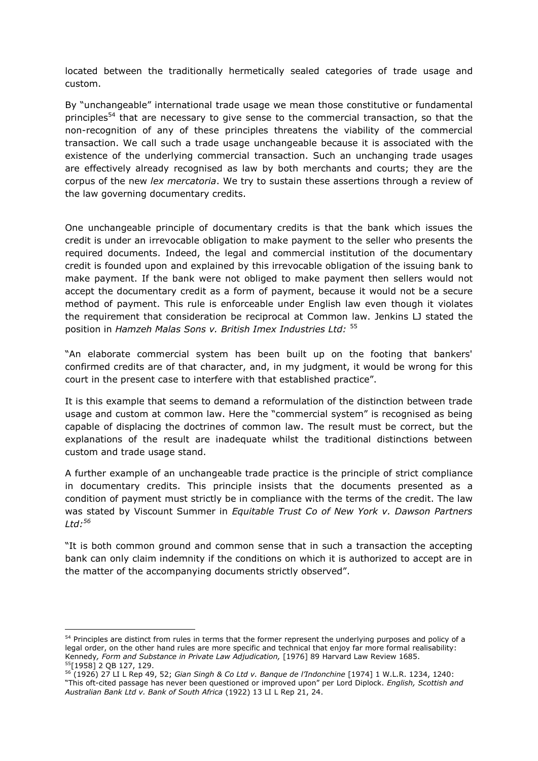located between the traditionally hermetically sealed categories of trade usage and custom.

By "unchangeable" international trade usage we mean those constitutive or fundamental principles[54] that are necessary to give sense to the commercial transaction, so that the non-recognition of any of these principles threatens the viability of the commercial transaction. We call such a trade usage unchangeable because it is associated with the existence of the underlying commercial transaction. Such an unchanging trade usages are effectively already recognised as law by both merchants and courts; they are the corpus of the new *lex mercatoria*. We try to sustain these assertions through a review of the law governing documentary credits.

One unchangeable principle of documentary credits is that the bank which issues the credit is under an irrevocable obligation to make payment to the seller who presents the required documents. Indeed, the legal and commercial institution of the documentary credit is founded upon and explained by this irrevocable obligation of the issuing bank to make payment. If the bank were not obliged to make payment then sellers would not accept the documentary credit as a form of payment, because it would not be a secure method of payment. This rule is enforceable under English law even though it violates the requirement that consideration be reciprocal at Common law. Jenkins LJ stated the position in *Hamzeh Malas Sons v. British Imex Industries Ltd:* [55]

"An elaborate commercial system has been built up on the footing that bankers' confirmed credits are of that character, and, in my judgment, it would be wrong for this court in the present case to interfere with that established practice".

It is this example that seems to demand a reformulation of the distinction between trade usage and custom at common law. Here the "commercial system" is recognised as being capable of displacing the doctrines of common law. The result must be correct, but the explanations of the result are inadequate whilst the traditional distinctions between custom and trade usage stand.

A further example of an unchangeable trade practice is the principle of strict compliance in documentary credits. This principle insists that the documents presented as a condition of payment must strictly be in compliance with the terms of the credit. The law was stated by Viscount Summer in *Equitable Trust Co of New York v. Dawson Partners Ltd:*[56]

"It is both common ground and common sense that in such a transaction the accepting bank can only claim indemnity if the conditions on which it is authorized to accept are in the matter of the accompanying documents strictly observed".

---

[54] Principles are distinct from rules in terms that the former represent the underlying purposes and policy of a legal order, on the other hand rules are more specific and technical that enjoy far more formal realisability: Kennedy, *Form and Substance in Private Law Adjudication,* [1976] 89 Harvard Law Review 1685.

[55] [1958] 2 QB 127, 129.

[56] (1926) 27 LI L Rep 49, 52; *Gian Singh & Co Ltd v. Banque de l'Indonchine* [1974] 1 W.L.R. 1234, 1240: "This oft-cited passage has never been questioned or improved upon" per Lord Diplock. *English, Scottish and Australian Bank Ltd v. Bank of South Africa* (1922) 13 LI L Rep 21, 24.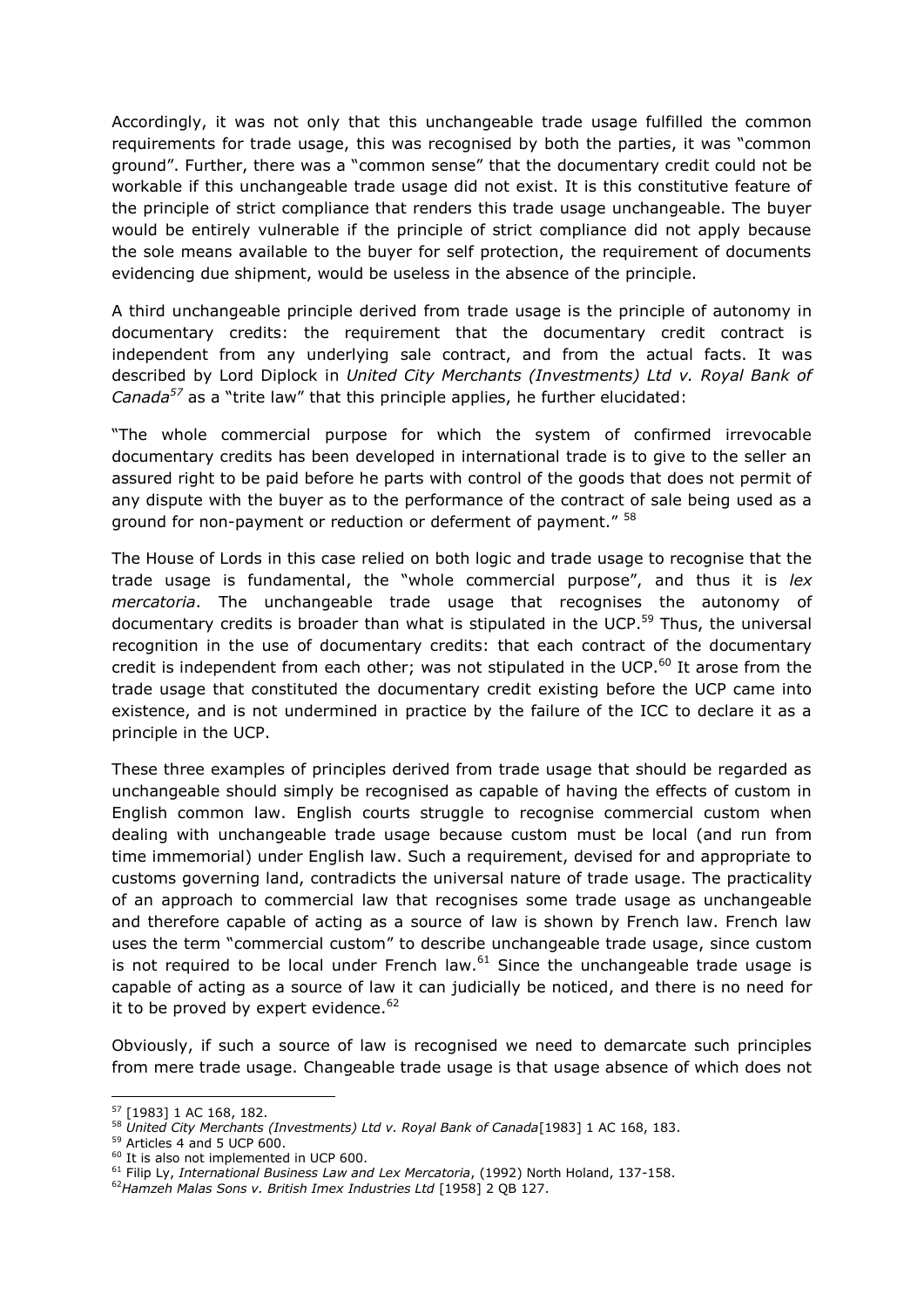Accordingly, it was not only that this unchangeable trade usage fulfilled the common requirements for trade usage, this was recognised by both the parties, it was "common ground". Further, there was a "common sense" that the documentary credit could not be workable if this unchangeable trade usage did not exist. It is this constitutive feature of the principle of strict compliance that renders this trade usage unchangeable. The buyer would be entirely vulnerable if the principle of strict compliance did not apply because the sole means available to the buyer for self protection, the requirement of documents evidencing due shipment, would be useless in the absence of the principle.

A third unchangeable principle derived from trade usage is the principle of autonomy in documentary credits: the requirement that the documentary credit contract is independent from any underlying sale contract, and from the actual facts. It was described by Lord Diplock in *United City Merchants (Investments) Ltd v. Royal Bank of Canada*[57] as a "trite law" that this principle applies, he further elucidated:

"The whole commercial purpose for which the system of confirmed irrevocable documentary credits has been developed in international trade is to give to the seller an assured right to be paid before he parts with control of the goods that does not permit of any dispute with the buyer as to the performance of the contract of sale being used as a ground for non-payment or reduction or deferment of payment." [58]

The House of Lords in this case relied on both logic and trade usage to recognise that the trade usage is fundamental, the "whole commercial purpose", and thus it is *lex mercatoria*. The unchangeable trade usage that recognises the autonomy of documentary credits is broader than what is stipulated in the UCP.[59] Thus, the universal recognition in the use of documentary credits: that each contract of the documentary credit is independent from each other; was not stipulated in the UCP.[60] It arose from the trade usage that constituted the documentary credit existing before the UCP came into existence, and is not undermined in practice by the failure of the ICC to declare it as a principle in the UCP.

These three examples of principles derived from trade usage that should be regarded as unchangeable should simply be recognised as capable of having the effects of custom in English common law. English courts struggle to recognise commercial custom when dealing with unchangeable trade usage because custom must be local (and run from time immemorial) under English law. Such a requirement, devised for and appropriate to customs governing land, contradicts the universal nature of trade usage. The practicality of an approach to commercial law that recognises some trade usage as unchangeable and therefore capable of acting as a source of law is shown by French law. French law uses the term "commercial custom" to describe unchangeable trade usage, since custom is not required to be local under French law.[61] Since the unchangeable trade usage is capable of acting as a source of law it can judicially be noticed, and there is no need for it to be proved by expert evidence.[62]

Obviously, if such a source of law is recognised we need to demarcate such principles from mere trade usage. Changeable trade usage is that usage absence of which does not

---

[57] [1983] 1 AC 168, 182.

[58] *United City Merchants (Investments) Ltd v. Royal Bank of Canada*[1983] 1 AC 168, 183.

[59] Articles 4 and 5 UCP 600.

[60] It is also not implemented in UCP 600.

[61] Filip Ly, *International Business Law and Lex Mercatoria*, (1992) North Holand, 137-158.

[62] *Hamzeh Malas Sons v. British Imex Industries Ltd* [1958] 2 QB 127.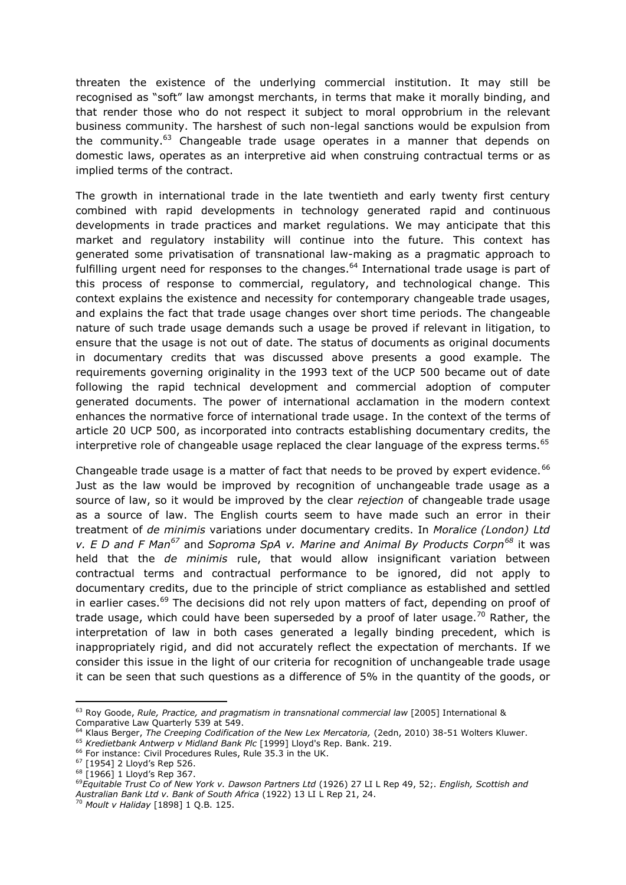threaten the existence of the underlying commercial institution. It may still be recognised as "soft" law amongst merchants, in terms that make it morally binding, and that render those who do not respect it subject to moral opprobrium in the relevant business community. The harshest of such non-legal sanctions would be expulsion from the community.[63] Changeable trade usage operates in a manner that depends on domestic laws, operates as an interpretive aid when construing contractual terms or as implied terms of the contract.

The growth in international trade in the late twentieth and early twenty first century combined with rapid developments in technology generated rapid and continuous developments in trade practices and market regulations. We may anticipate that this market and regulatory instability will continue into the future. This context has generated some privatisation of transnational law-making as a pragmatic approach to fulfilling urgent need for responses to the changes.[64] International trade usage is part of this process of response to commercial, regulatory, and technological change. This context explains the existence and necessity for contemporary changeable trade usages, and explains the fact that trade usage changes over short time periods. The changeable nature of such trade usage demands such a usage be proved if relevant in litigation, to ensure that the usage is not out of date. The status of documents as original documents in documentary credits that was discussed above presents a good example. The requirements governing originality in the 1993 text of the UCP 500 became out of date following the rapid technical development and commercial adoption of computer generated documents. The power of international acclamation in the modern context enhances the normative force of international trade usage. In the context of the terms of article 20 UCP 500, as incorporated into contracts establishing documentary credits, the interpretive role of changeable usage replaced the clear language of the express terms.[65]

Changeable trade usage is a matter of fact that needs to be proved by expert evidence.[66] Just as the law would be improved by recognition of unchangeable trade usage as a source of law, so it would be improved by the clear *rejection* of changeable trade usage as a source of law. The English courts seem to have made such an error in their treatment of *de minimis* variations under documentary credits. In *Moralice (London) Ltd v. E D and F Man*[67] and *Soproma SpA v. Marine and Animal By Products Corpn*[68] it was held that the *de minimis* rule, that would allow insignificant variation between contractual terms and contractual performance to be ignored, did not apply to documentary credits, due to the principle of strict compliance as established and settled in earlier cases.[69] The decisions did not rely upon matters of fact, depending on proof of trade usage, which could have been superseded by a proof of later usage.[70] Rather, the interpretation of law in both cases generated a legally binding precedent, which is inappropriately rigid, and did not accurately reflect the expectation of merchants. If we consider this issue in the light of our criteria for recognition of unchangeable trade usage it can be seen that such questions as a difference of 5% in the quantity of the goods, or

---

[63] Roy Goode, *Rule, Practice, and pragmatism in transnational commercial law* [2005] International & Comparative Law Quarterly 539 at 549.

[64] Klaus Berger, *The Creeping Codification of the New Lex Mercatoria,* (2edn, 2010) 38-51 Wolters Kluwer.

[65] *Kredietbank Antwerp v Midland Bank Plc* [1999] Lloyd's Rep. Bank. 219.

[66] For instance: Civil Procedures Rules, Rule 35.3 in the UK.

[67] [1954] 2 Lloyd's Rep 526.

[68] [1966] 1 Lloyd's Rep 367.

[69] *Equitable Trust Co of New York v. Dawson Partners Ltd* (1926) 27 LI L Rep 49, 52;. *English, Scottish and Australian Bank Ltd v. Bank of South Africa* (1922) 13 LI L Rep 21, 24.

[70] *Moult v Haliday* [1898] 1 Q.B. 125.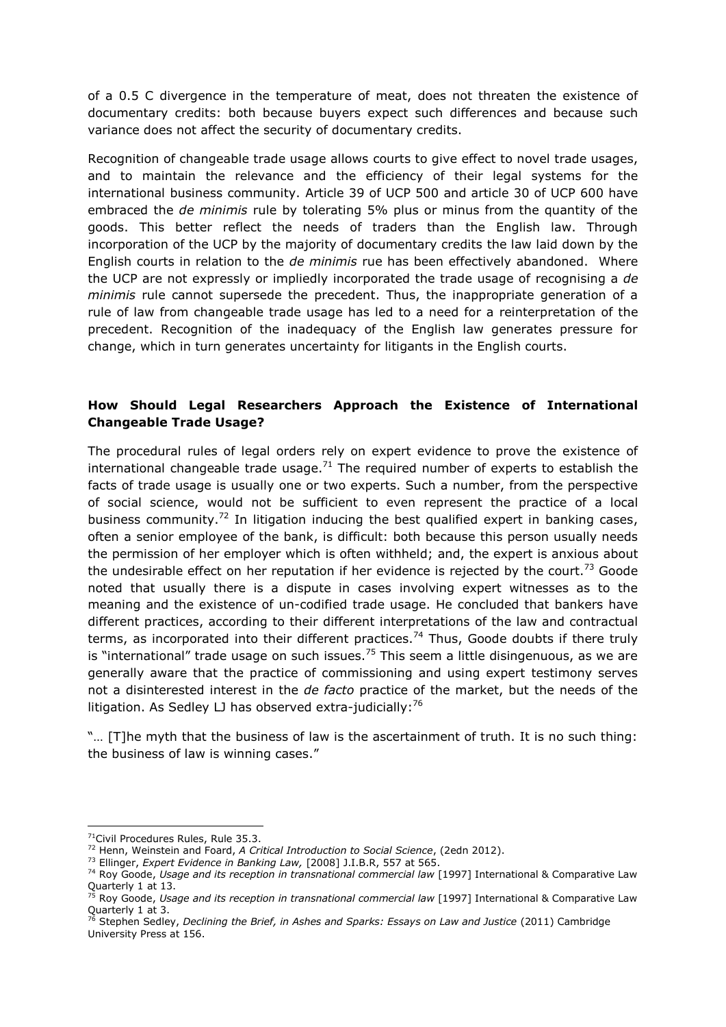of a 0.5 C divergence in the temperature of meat, does not threaten the existence of documentary credits: both because buyers expect such differences and because such variance does not affect the security of documentary credits.

Recognition of changeable trade usage allows courts to give effect to novel trade usages, and to maintain the relevance and the efficiency of their legal systems for the international business community. Article 39 of UCP 500 and article 30 of UCP 600 have embraced the *de minimis* rule by tolerating 5% plus or minus from the quantity of the goods. This better reflect the needs of traders than the English law. Through incorporation of the UCP by the majority of documentary credits the law laid down by the English courts in relation to the *de minimis* rue has been effectively abandoned. Where the UCP are not expressly or impliedly incorporated the trade usage of recognising a *de minimis* rule cannot supersede the precedent. Thus, the inappropriate generation of a rule of law from changeable trade usage has led to a need for a reinterpretation of the precedent. Recognition of the inadequacy of the English law generates pressure for change, which in turn generates uncertainty for litigants in the English courts.

**How Should Legal Researchers Approach the Existence of International Changeable Trade Usage?**

The procedural rules of legal orders rely on expert evidence to prove the existence of international changeable trade usage.[71] The required number of experts to establish the facts of trade usage is usually one or two experts. Such a number, from the perspective of social science, would not be sufficient to even represent the practice of a local business community.[72] In litigation inducing the best qualified expert in banking cases, often a senior employee of the bank, is difficult: both because this person usually needs the permission of her employer which is often withheld; and, the expert is anxious about the undesirable effect on her reputation if her evidence is rejected by the court.[73] Goode noted that usually there is a dispute in cases involving expert witnesses as to the meaning and the existence of un-codified trade usage. He concluded that bankers have different practices, according to their different interpretations of the law and contractual terms, as incorporated into their different practices.[74] Thus, Goode doubts if there truly is "international" trade usage on such issues.[75] This seem a little disingenuous, as we are generally aware that the practice of commissioning and using expert testimony serves not a disinterested interest in the *de facto* practice of the market, but the needs of the litigation. As Sedley LJ has observed extra-judicially:[76]

"… [T]he myth that the business of law is the ascertainment of truth. It is no such thing: the business of law is winning cases."

---

[71] Civil Procedures Rules, Rule 35.3.

[72] Henn, Weinstein and Foard, *A Critical Introduction to Social Science*, (2edn 2012).

[73] Ellinger, *Expert Evidence in Banking Law,* [2008] J.I.B.R, 557 at 565.

[74] Roy Goode, *Usage and its reception in transnational commercial law* [1997] International & Comparative Law Quarterly 1 at 13.

[75] Roy Goode, *Usage and its reception in transnational commercial law* [1997] International & Comparative Law Quarterly 1 at 3.

[76] Stephen Sedley, *Declining the Brief, in Ashes and Sparks: Essays on Law and Justice* (2011) Cambridge University Press at 156.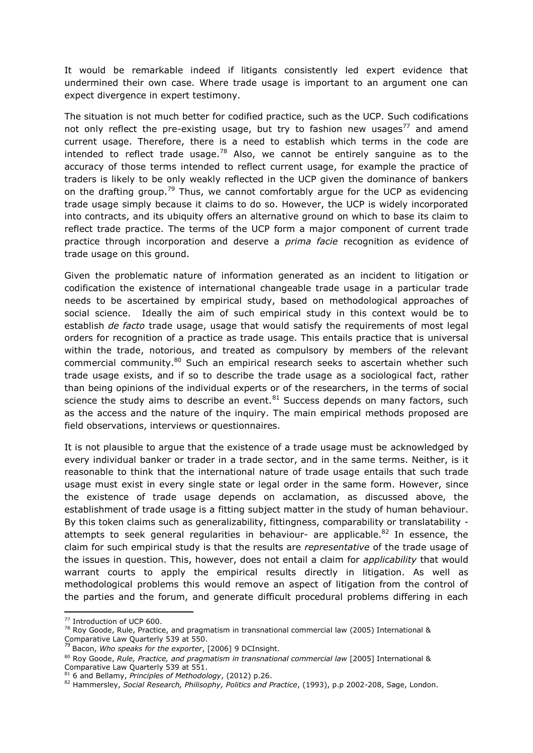It would be remarkable indeed if litigants consistently led expert evidence that undermined their own case. Where trade usage is important to an argument one can expect divergence in expert testimony.

The situation is not much better for codified practice, such as the UCP. Such codifications not only reflect the pre-existing usage, but try to fashion new usages[77] and amend current usage. Therefore, there is a need to establish which terms in the code are intended to reflect trade usage.[78] Also, we cannot be entirely sanguine as to the accuracy of those terms intended to reflect current usage, for example the practice of traders is likely to be only weakly reflected in the UCP given the dominance of bankers on the drafting group.[79] Thus, we cannot comfortably argue for the UCP as evidencing trade usage simply because it claims to do so. However, the UCP is widely incorporated into contracts, and its ubiquity offers an alternative ground on which to base its claim to reflect trade practice. The terms of the UCP form a major component of current trade practice through incorporation and deserve a *prima facie* recognition as evidence of trade usage on this ground.

Given the problematic nature of information generated as an incident to litigation or codification the existence of international changeable trade usage in a particular trade needs to be ascertained by empirical study, based on methodological approaches of social science. Ideally the aim of such empirical study in this context would be to establish *de facto* trade usage, usage that would satisfy the requirements of most legal orders for recognition of a practice as trade usage. This entails practice that is universal within the trade, notorious, and treated as compulsory by members of the relevant commercial community.[80] Such an empirical research seeks to ascertain whether such trade usage exists, and if so to describe the trade usage as a sociological fact, rather than being opinions of the individual experts or of the researchers, in the terms of social science the study aims to describe an event.[81] Success depends on many factors, such as the access and the nature of the inquiry. The main empirical methods proposed are field observations, interviews or questionnaires.

It is not plausible to argue that the existence of a trade usage must be acknowledged by every individual banker or trader in a trade sector, and in the same terms. Neither, is it reasonable to think that the international nature of trade usage entails that such trade usage must exist in every single state or legal order in the same form. However, since the existence of trade usage depends on acclamation, as discussed above, the establishment of trade usage is a fitting subject matter in the study of human behaviour. By this token claims such as generalizability, fittingness, comparability or translatability - attempts to seek general regularities in behaviour- are applicable.[82] In essence, the claim for such empirical study is that the results are *representative* of the trade usage of the issues in question. This, however, does not entail a claim for *applicability* that would warrant courts to apply the empirical results directly in litigation. As well as methodological problems this would remove an aspect of litigation from the control of the parties and the forum, and generate difficult procedural problems differing in each

---

[77] Introduction of UCP 600.

[78] Roy Goode, Rule, Practice, and pragmatism in transnational commercial law (2005) International & Comparative Law Quarterly 539 at 550.

[79] Bacon, *Who speaks for the exporter*, [2006] 9 DCInsight.

[80] Roy Goode, *Rule, Practice, and pragmatism in transnational commercial law* [2005] International & Comparative Law Quarterly 539 at 551.

[81] 6 and Bellamy, *Principles of Methodology*, (2012) p.26.

[82] Hammersley, *Social Research, Philisophy, Politics and Practice*, (1993), p.p 2002-208, Sage, London.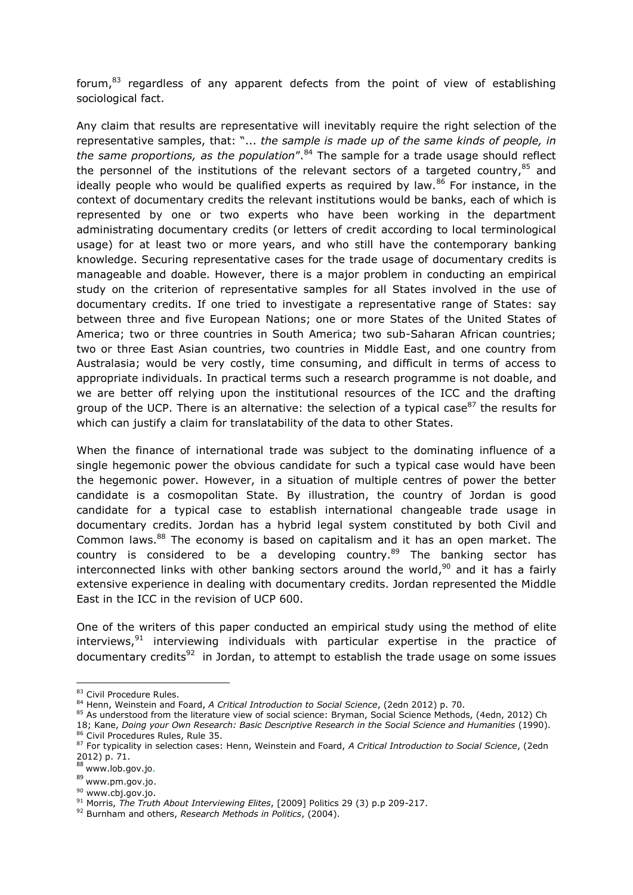forum,[83] regardless of any apparent defects from the point of view of establishing sociological fact.

Any claim that results are representative will inevitably require the right selection of the representative samples, that: "... *the sample is made up of the same kinds of people, in the same proportions, as the population*".[84] The sample for a trade usage should reflect the personnel of the institutions of the relevant sectors of a targeted country,[85] and ideally people who would be qualified experts as required by law.[86] For instance, in the context of documentary credits the relevant institutions would be banks, each of which is represented by one or two experts who have been working in the department administrating documentary credits (or letters of credit according to local terminological usage) for at least two or more years, and who still have the contemporary banking knowledge. Securing representative cases for the trade usage of documentary credits is manageable and doable. However, there is a major problem in conducting an empirical study on the criterion of representative samples for all States involved in the use of documentary credits. If one tried to investigate a representative range of States: say between three and five European Nations; one or more States of the United States of America; two or three countries in South America; two sub-Saharan African countries; two or three East Asian countries, two countries in Middle East, and one country from Australasia; would be very costly, time consuming, and difficult in terms of access to appropriate individuals. In practical terms such a research programme is not doable, and we are better off relying upon the institutional resources of the ICC and the drafting group of the UCP. There is an alternative: the selection of a typical case[87] the results for which can justify a claim for translatability of the data to other States.

When the finance of international trade was subject to the dominating influence of a single hegemonic power the obvious candidate for such a typical case would have been the hegemonic power. However, in a situation of multiple centres of power the better candidate is a cosmopolitan State. By illustration, the country of Jordan is good candidate for a typical case to establish international changeable trade usage in documentary credits. Jordan has a hybrid legal system constituted by both Civil and Common laws.[88] The economy is based on capitalism and it has an open market. The country is considered to be a developing country.[89] The banking sector has interconnected links with other banking sectors around the world,[90] and it has a fairly extensive experience in dealing with documentary credits. Jordan represented the Middle East in the ICC in the revision of UCP 600.

One of the writers of this paper conducted an empirical study using the method of elite interviews,[91] interviewing individuals with particular expertise in the practice of documentary credits[92] in Jordan, to attempt to establish the trade usage on some issues

---

[83] Civil Procedure Rules.

[84] Henn, Weinstein and Foard, *A Critical Introduction to Social Science*, (2edn 2012) p. 70.

[85] As understood from the literature view of social science: Bryman, Social Science Methods, (4edn, 2012) Ch 18; Kane, *Doing your Own Research: Basic Descriptive Research in the Social Science and Humanities* (1990).

[86] Civil Procedures Rules, Rule 35.

[87] For typicality in selection cases: Henn, Weinstein and Foard, *A Critical Introduction to Social Science*, (2edn 2012) p. 71.

[88] www.lob.gov.jo.

[89] www.pm.gov.jo.

[90] www.cbj.gov.jo.

[91] Morris, *The Truth About Interviewing Elites*, [2009] Politics 29 (3) p.p 209-217.

[92] Burnham and others, *Research Methods in Politics*, (2004).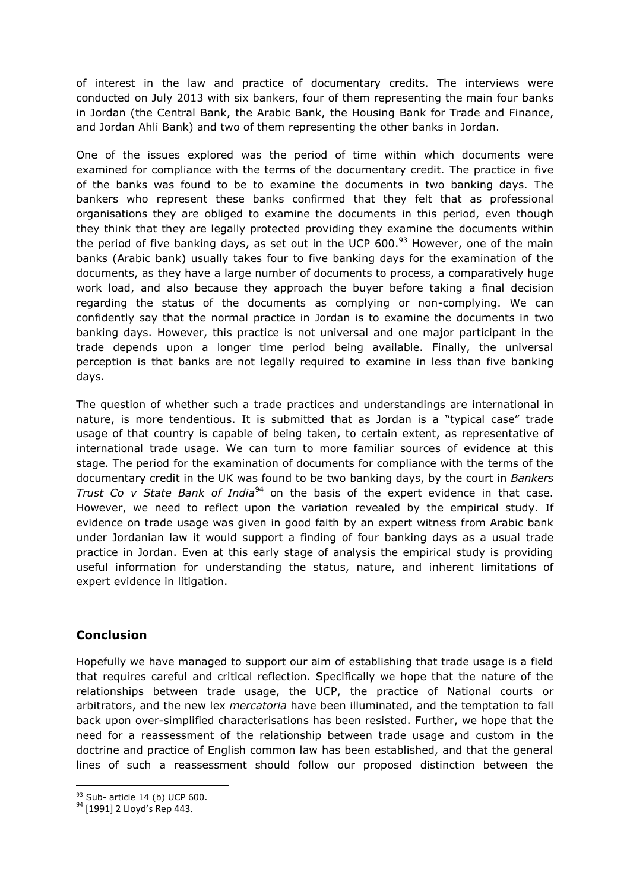of interest in the law and practice of documentary credits. The interviews were conducted on July 2013 with six bankers, four of them representing the main four banks in Jordan (the Central Bank, the Arabic Bank, the Housing Bank for Trade and Finance, and Jordan Ahli Bank) and two of them representing the other banks in Jordan.

One of the issues explored was the period of time within which documents were examined for compliance with the terms of the documentary credit. The practice in five of the banks was found to be to examine the documents in two banking days. The bankers who represent these banks confirmed that they felt that as professional organisations they are obliged to examine the documents in this period, even though they think that they are legally protected providing they examine the documents within the period of five banking days, as set out in the UCP 600.[93] However, one of the main banks (Arabic bank) usually takes four to five banking days for the examination of the documents, as they have a large number of documents to process, a comparatively huge work load, and also because they approach the buyer before taking a final decision regarding the status of the documents as complying or non-complying. We can confidently say that the normal practice in Jordan is to examine the documents in two banking days. However, this practice is not universal and one major participant in the trade depends upon a longer time period being available. Finally, the universal perception is that banks are not legally required to examine in less than five banking days.

The question of whether such a trade practices and understandings are international in nature, is more tendentious. It is submitted that as Jordan is a "typical case" trade usage of that country is capable of being taken, to certain extent, as representative of international trade usage. We can turn to more familiar sources of evidence at this stage. The period for the examination of documents for compliance with the terms of the documentary credit in the UK was found to be two banking days, by the court in *Bankers Trust Co v State Bank of India*[94] on the basis of the expert evidence in that case. However, we need to reflect upon the variation revealed by the empirical study. If evidence on trade usage was given in good faith by an expert witness from Arabic bank under Jordanian law it would support a finding of four banking days as a usual trade practice in Jordan. Even at this early stage of analysis the empirical study is providing useful information for understanding the status, nature, and inherent limitations of expert evidence in litigation.

## Conclusion

Hopefully we have managed to support our aim of establishing that trade usage is a field that requires careful and critical reflection. Specifically we hope that the nature of the relationships between trade usage, the UCP, the practice of National courts or arbitrators, and the new lex *mercatoria* have been illuminated, and the temptation to fall back upon over-simplified characterisations has been resisted. Further, we hope that the need for a reassessment of the relationship between trade usage and custom in the doctrine and practice of English common law has been established, and that the general lines of such a reassessment should follow our proposed distinction between the

[93] Sub- article 14 (b) UCP 600.

[94] [1991] 2 Lloyd's Rep 443.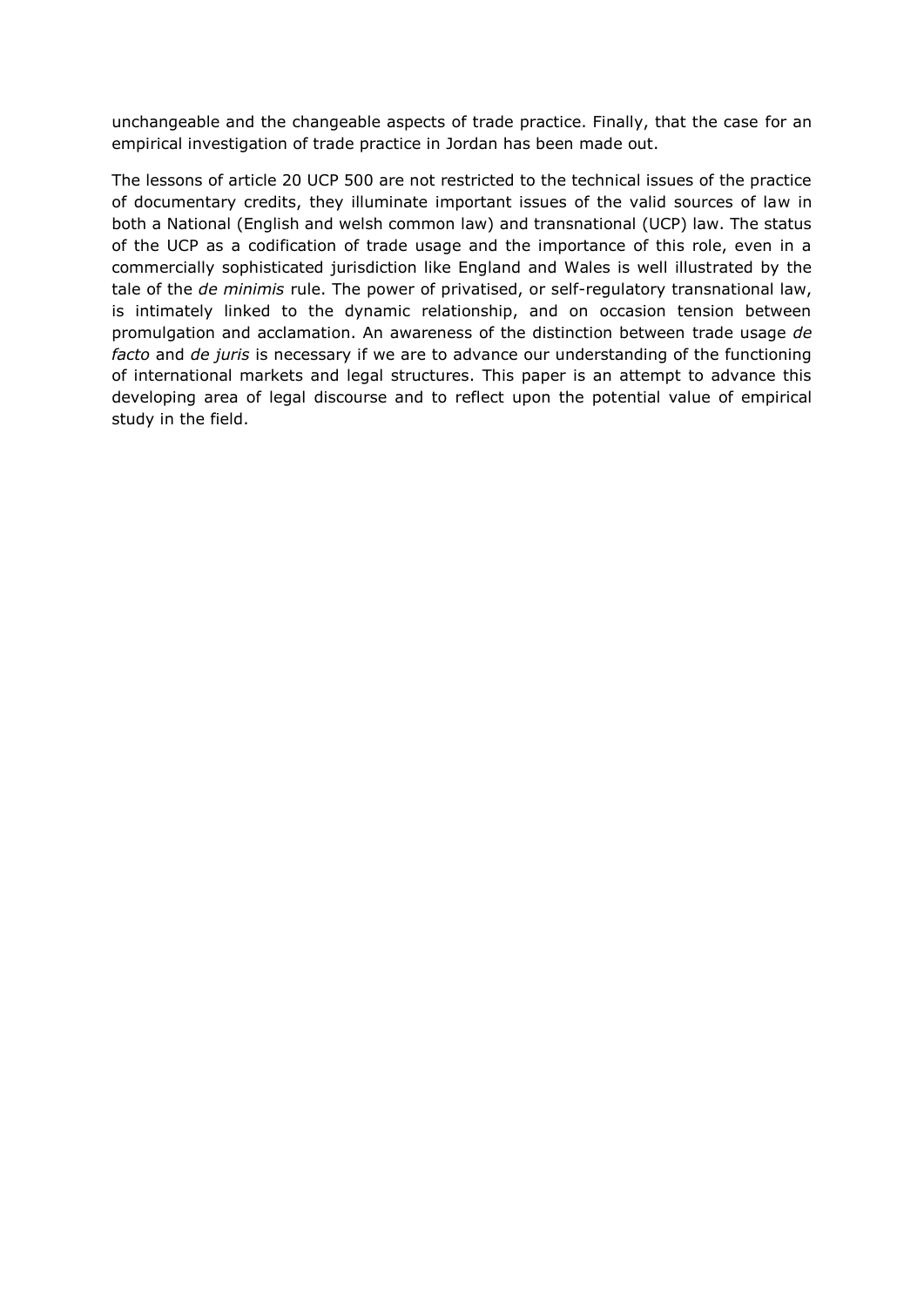unchangeable and the changeable aspects of trade practice. Finally, that the case for an empirical investigation of trade practice in Jordan has been made out.

The lessons of article 20 UCP 500 are not restricted to the technical issues of the practice of documentary credits, they illuminate important issues of the valid sources of law in both a National (English and welsh common law) and transnational (UCP) law. The status of the UCP as a codification of trade usage and the importance of this role, even in a commercially sophisticated jurisdiction like England and Wales is well illustrated by the tale of the *de minimis* rule. The power of privatised, or self-regulatory transnational law, is intimately linked to the dynamic relationship, and on occasion tension between promulgation and acclamation. An awareness of the distinction between trade usage *de facto* and *de juris* is necessary if we are to advance our understanding of the functioning of international markets and legal structures. This paper is an attempt to advance this developing area of legal discourse and to reflect upon the potential value of empirical study in the field.